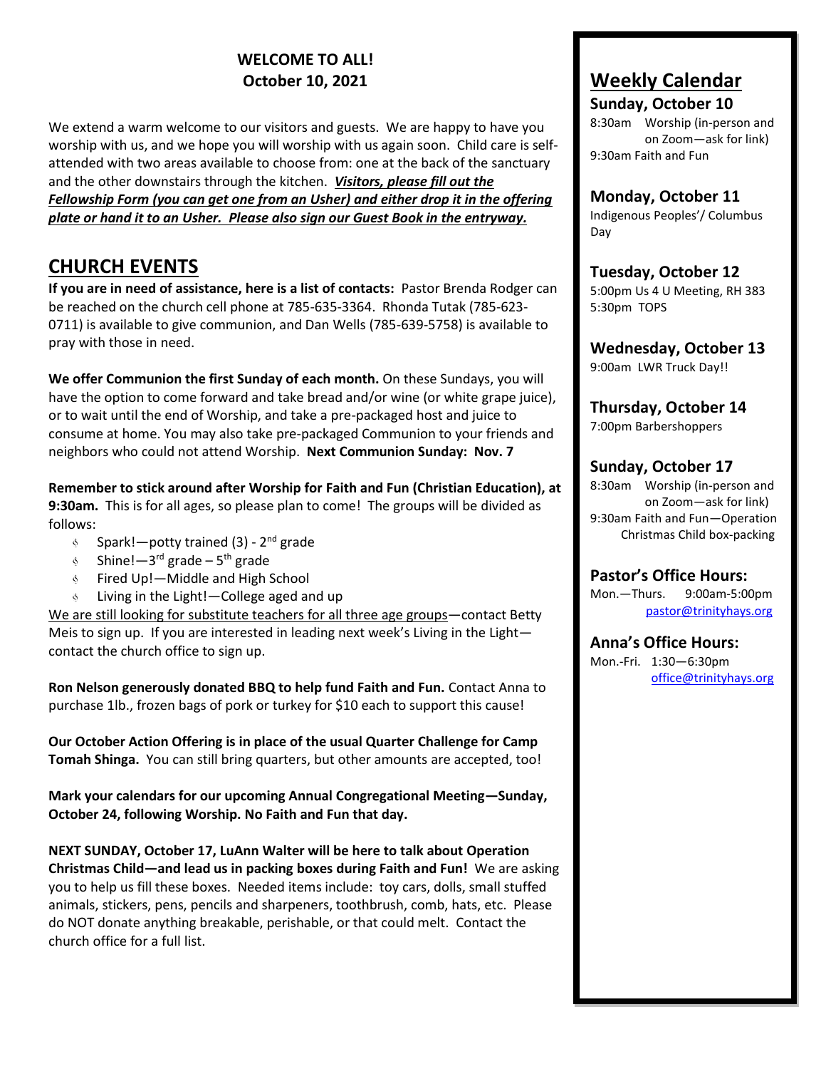**WELCOME TO ALL!**
**October 10, 2021**

We extend a warm welcome to our visitors and guests. We are happy to have you worship with us, and we hope you will worship with us again soon. Child care is self-attended with two areas available to choose from: one at the back of the sanctuary and the other downstairs through the kitchen. ***Visitors, please fill out the Fellowship Form (you can get one from an Usher) and either drop it in the offering plate or hand it to an Usher. Please also sign our Guest Book in the entryway.***

## CHURCH EVENTS

**If you are in need of assistance, here is a list of contacts:** Pastor Brenda Rodger can be reached on the church cell phone at 785-635-3364. Rhonda Tutak (785-623-0711) is available to give communion, and Dan Wells (785-639-5758) is available to pray with those in need.

**We offer Communion the first Sunday of each month.** On these Sundays, you will have the option to come forward and take bread and/or wine (or white grape juice), or to wait until the end of Worship, and take a pre-packaged host and juice to consume at home. You may also take pre-packaged Communion to your friends and neighbors who could not attend Worship. **Next Communion Sunday: Nov. 7**

**Remember to stick around after Worship for Faith and Fun (Christian Education), at 9:30am.** This is for all ages, so please plan to come! The groups will be divided as follows:

- Spark!—potty trained (3) - 2nd grade
- Shine!—3rd grade – 5th grade
- Fired Up!—Middle and High School
- Living in the Light!—College aged and up

We are still looking for substitute teachers for all three age groups—contact Betty Meis to sign up. If you are interested in leading next week's Living in the Light—contact the church office to sign up.

**Ron Nelson generously donated BBQ to help fund Faith and Fun.** Contact Anna to purchase 1lb., frozen bags of pork or turkey for $10 each to support this cause!

**Our October Action Offering is in place of the usual Quarter Challenge for Camp Tomah Shinga.** You can still bring quarters, but other amounts are accepted, too!

**Mark your calendars for our upcoming Annual Congregational Meeting—Sunday, October 24, following Worship. No Faith and Fun that day.**

**NEXT SUNDAY, October 17, LuAnn Walter will be here to talk about Operation Christmas Child—and lead us in packing boxes during Faith and Fun!** We are asking you to help us fill these boxes. Needed items include: toy cars, dolls, small stuffed animals, stickers, pens, pencils and sharpeners, toothbrush, comb, hats, etc. Please do NOT donate anything breakable, perishable, or that could melt. Contact the church office for a full list.

## Weekly Calendar

### Sunday, October 10

8:30am Worship (in-person and on Zoom—ask for link)
9:30am Faith and Fun

### Monday, October 11

Indigenous Peoples'/ Columbus Day

### Tuesday, October 12

5:00pm Us 4 U Meeting, RH 383
5:30pm TOPS

### Wednesday, October 13

9:00am LWR Truck Day!!

### Thursday, October 14

7:00pm Barbershoppers

### Sunday, October 17

8:30am Worship (in-person and on Zoom—ask for link)
9:30am Faith and Fun—Operation Christmas Child box-packing

### Pastor's Office Hours:

Mon.—Thurs. 9:00am-5:00pm
pastor@trinityhays.org

### Anna's Office Hours:

Mon.-Fri. 1:30—6:30pm
office@trinityhays.org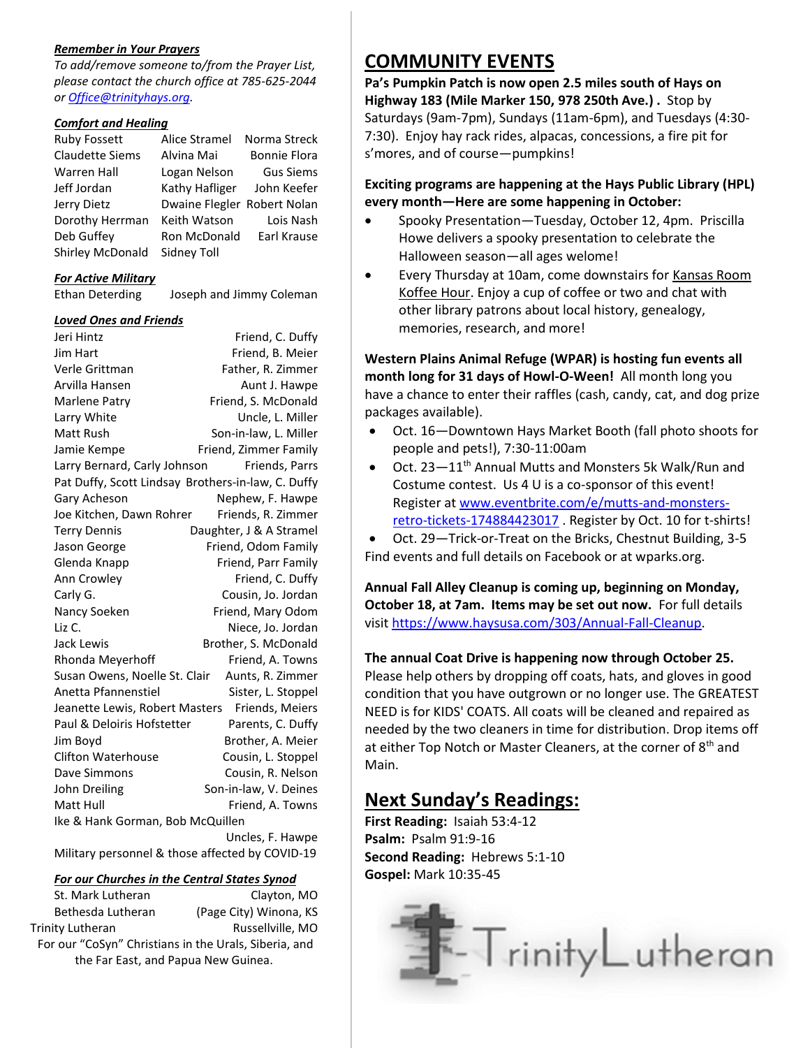***Remember in Your Prayers***

*To add/remove someone to/from the Prayer List, please contact the church office at 785-625-2044 or Office@trinityhays.org.*

***Comfort and Healing***

| | | |
|---|---|---|
| Ruby Fossett | Alice Stramel | Norma Streck |
| Claudette Siems | Alvina Mai | Bonnie Flora |
| Warren Hall | Logan Nelson | Gus Siems |
| Jeff Jordan | Kathy Hafliger | John Keefer |
| Jerry Dietz | Dwaine Flegler | Robert Nolan |
| Dorothy Herrman | Keith Watson | Lois Nash |
| Deb Guffey | Ron McDonald | Earl Krause |
| Shirley McDonald | Sidney Toll | |

***For Active Military***

Ethan Deterding    Joseph and Jimmy Coleman

***Loved Ones and Friends***

| | |
|---|---|
| Jeri Hintz | Friend, C. Duffy |
| Jim Hart | Friend, B. Meier |
| Verle Grittman | Father, R. Zimmer |
| Arvilla Hansen | Aunt J. Hawpe |
| Marlene Patry | Friend, S. McDonald |
| Larry White | Uncle, L. Miller |
| Matt Rush | Son-in-law, L. Miller |
| Jamie Kempe | Friend, Zimmer Family |
| Larry Bernard, Carly Johnson | Friends, Parrs |
| Pat Duffy, Scott Lindsay | Brothers-in-law, C. Duffy |
| Gary Acheson | Nephew, F. Hawpe |
| Joe Kitchen, Dawn Rohrer | Friends, R. Zimmer |
| Terry Dennis | Daughter, J & A Stramel |
| Jason George | Friend, Odom Family |
| Glenda Knapp | Friend, Parr Family |
| Ann Crowley | Friend, C. Duffy |
| Carly G. | Cousin, Jo. Jordan |
| Nancy Soeken | Friend, Mary Odom |
| Liz C. | Niece, Jo. Jordan |
| Jack Lewis | Brother, S. McDonald |
| Rhonda Meyerhoff | Friend, A. Towns |
| Susan Owens, Noelle St. Clair | Aunts, R. Zimmer |
| Anetta Pfannenstiel | Sister, L. Stoppel |
| Jeanette Lewis, Robert Masters | Friends, Meiers |
| Paul & Deloiris Hofstetter | Parents, C. Duffy |
| Jim Boyd | Brother, A. Meier |
| Clifton Waterhouse | Cousin, L. Stoppel |
| Dave Simmons | Cousin, R. Nelson |
| John Dreiling | Son-in-law, V. Deines |
| Matt Hull | Friend, A. Towns |
| Ike & Hank Gorman, Bob McQuillen | Uncles, F. Hawpe |

Military personnel & those affected by COVID-19

***For our Churches in the Central States Synod***

| | |
|---|---|
| St. Mark Lutheran | Clayton, MO |
| Bethesda Lutheran | (Page City) Winona, KS |
| Trinity Lutheran | Russellville, MO |

For our "CoSyn" Christians in the Urals, Siberia, and the Far East, and Papua New Guinea.

# COMMUNITY EVENTS

**Pa's Pumpkin Patch is now open 2.5 miles south of Hays on Highway 183 (Mile Marker 150, 978 250th Ave.) .** Stop by Saturdays (9am-7pm), Sundays (11am-6pm), and Tuesdays (4:30-7:30). Enjoy hay rack rides, alpacas, concessions, a fire pit for s'mores, and of course—pumpkins!

**Exciting programs are happening at the Hays Public Library (HPL) every month—Here are some happening in October:**

- Spooky Presentation—Tuesday, October 12, 4pm. Priscilla Howe delivers a spooky presentation to celebrate the Halloween season—all ages welome!
- Every Thursday at 10am, come downstairs for Kansas Room Koffee Hour. Enjoy a cup of coffee or two and chat with other library patrons about local history, genealogy, memories, research, and more!

**Western Plains Animal Refuge (WPAR) is hosting fun events all month long for 31 days of Howl-O-Ween!** All month long you have a chance to enter their raffles (cash, candy, cat, and dog prize packages available).

- Oct. 16—Downtown Hays Market Booth (fall photo shoots for people and pets!), 7:30-11:00am
- Oct. 23—11th Annual Mutts and Monsters 5k Walk/Run and Costume contest. Us 4 U is a co-sponsor of this event! Register at www.eventbrite.com/e/mutts-and-monsters-retro-tickets-174884423017 . Register by Oct. 10 for t-shirts!
- Oct. 29—Trick-or-Treat on the Bricks, Chestnut Building, 3-5

Find events and full details on Facebook or at wparks.org.

**Annual Fall Alley Cleanup is coming up, beginning on Monday, October 18, at 7am. Items may be set out now.** For full details visit https://www.haysusa.com/303/Annual-Fall-Cleanup.

**The annual Coat Drive is happening now through October 25.** Please help others by dropping off coats, hats, and gloves in good condition that you have outgrown or no longer use. The GREATEST NEED is for KIDS' COATS. All coats will be cleaned and repaired as needed by the two cleaners in time for distribution. Drop items off at either Top Notch or Master Cleaners, at the corner of 8th and Main.

# Next Sunday's Readings:

**First Reading:** Isaiah 53:4-12
**Psalm:** Psalm 91:9-16
**Second Reading:** Hebrews 5:1-10
**Gospel:** Mark 10:35-45

TrinityLutheran